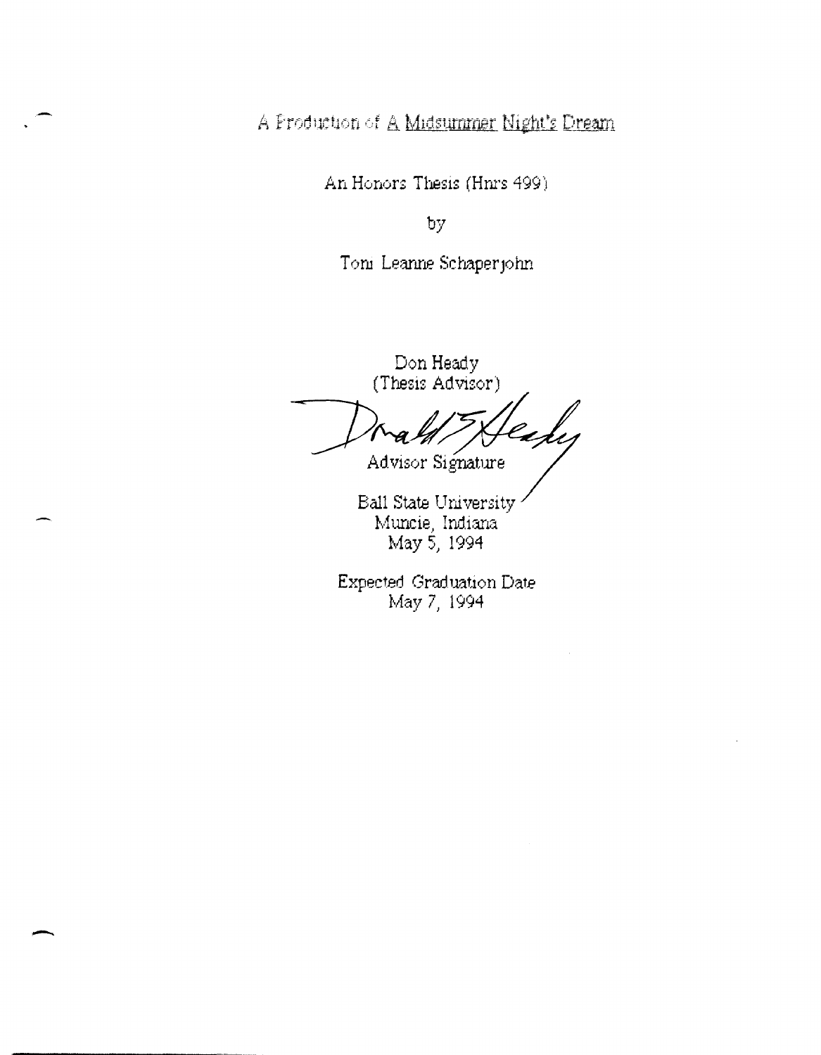# A Production of <u>A Midsummer Night's Dream</u>

An Honors Thesis (Hnrs 499)

by

Toni Leanne Schaperjohn

Don Heady
(Thesis Advisor)

Advisor Signature

Ball State University
Muncie, Indiana
May 5, 1994

Expected Graduation Date
May 7, 1994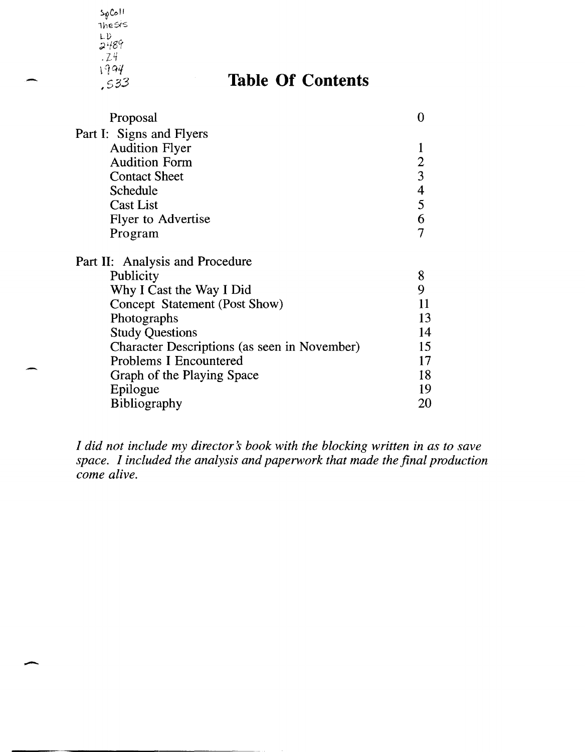SpColl
Thesis
LD
2489
.Z4
1994
.S33

# Table Of Contents

| | |
|---|---|
| Proposal | 0 |
| Part I: Signs and Flyers | |
| Audition Flyer | 1 |
| Audition Form | 2 |
| Contact Sheet | 3 |
| Schedule | 4 |
| Cast List | 5 |
| Flyer to Advertise | 6 |
| Program | 7 |
| Part II: Analysis and Procedure | |
| Publicity | 8 |
| Why I Cast the Way I Did | 9 |
| Concept Statement (Post Show) | 11 |
| Photographs | 13 |
| Study Questions | 14 |
| Character Descriptions (as seen in November) | 15 |
| Problems I Encountered | 17 |
| Graph of the Playing Space | 18 |
| Epilogue | 19 |
| Bibliography | 20 |

*I did not include my director's book with the blocking written in as to save space. I included the analysis and paperwork that made the final production come alive.*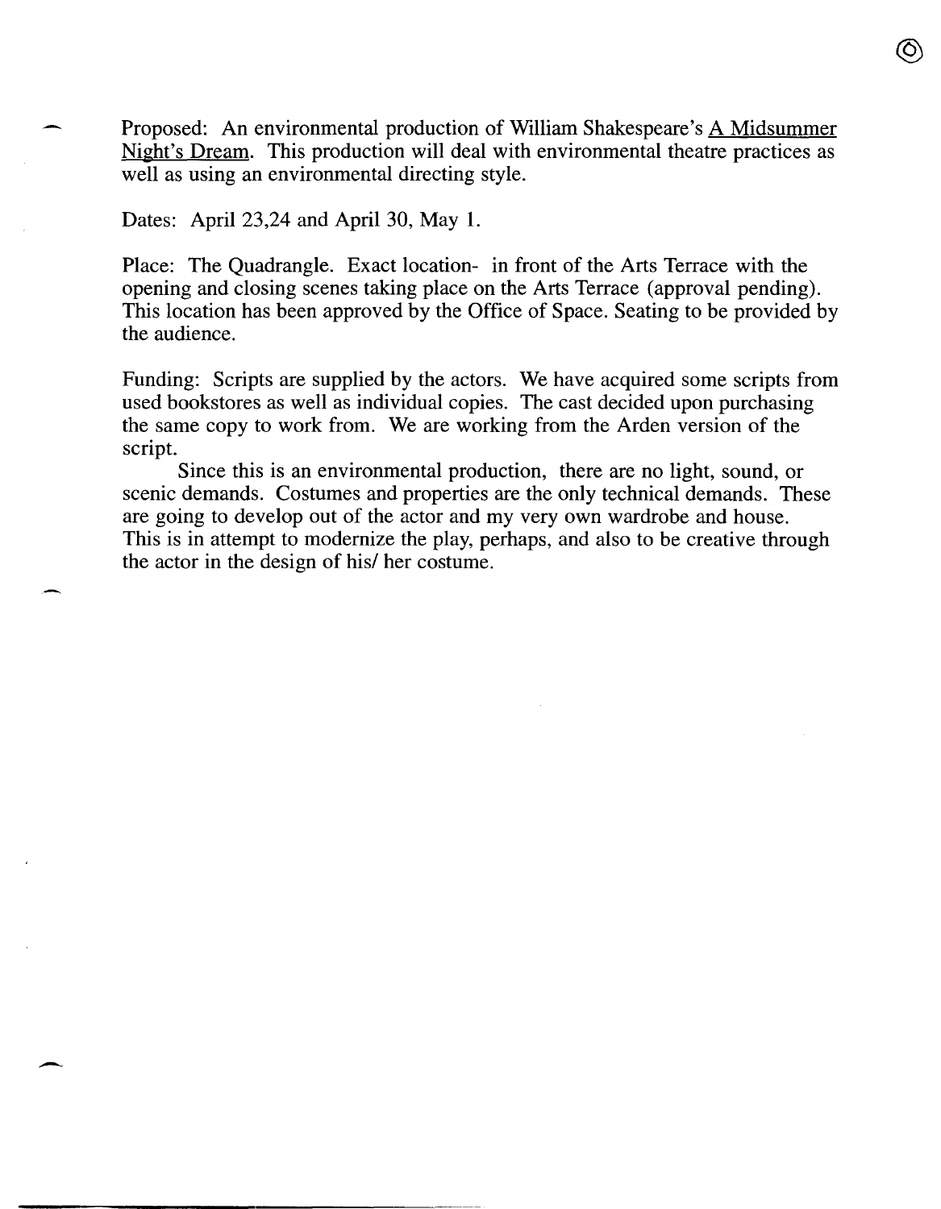Proposed: An environmental production of William Shakespeare's A Midsummer Night's Dream. This production will deal with environmental theatre practices as well as using an environmental directing style.

Dates: April 23,24 and April 30, May 1.

Place: The Quadrangle. Exact location- in front of the Arts Terrace with the opening and closing scenes taking place on the Arts Terrace (approval pending). This location has been approved by the Office of Space. Seating to be provided by the audience.

Funding: Scripts are supplied by the actors. We have acquired some scripts from used bookstores as well as individual copies. The cast decided upon purchasing the same copy to work from. We are working from the Arden version of the script.

Since this is an environmental production, there are no light, sound, or scenic demands. Costumes and properties are the only technical demands. These are going to develop out of the actor and my very own wardrobe and house. This is in attempt to modernize the play, perhaps, and also to be creative through the actor in the design of his/ her costume.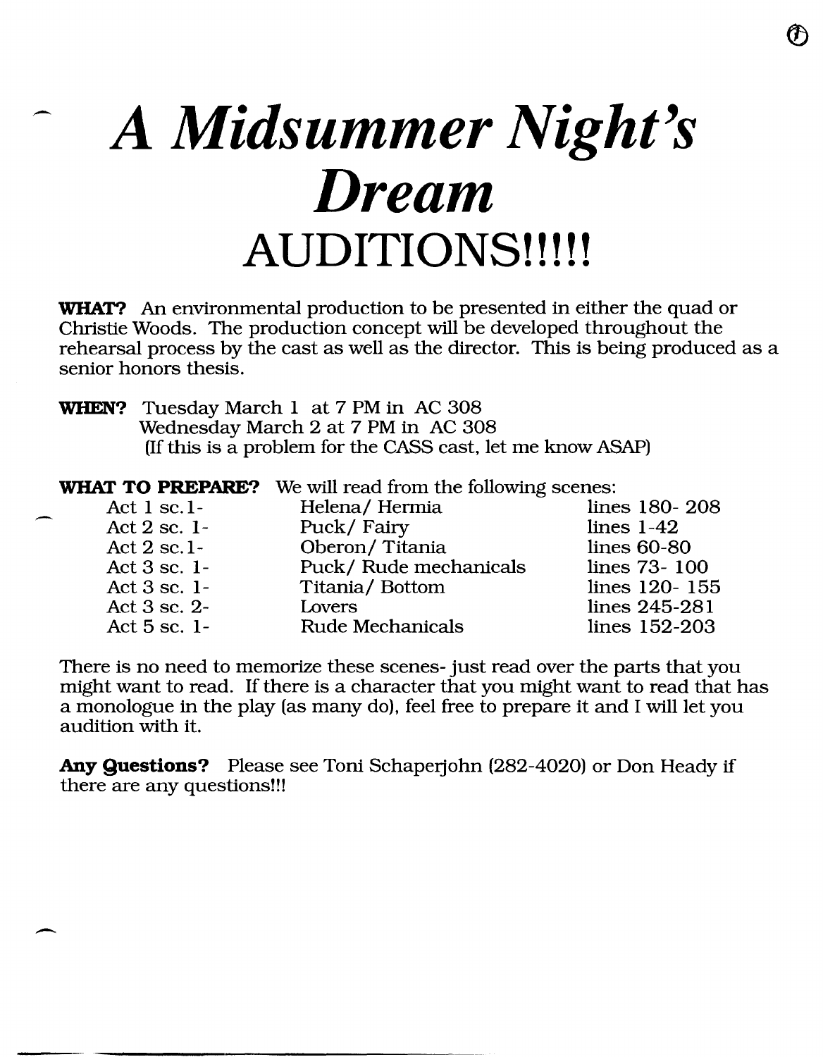# *A Midsummer Night's Dream*

# AUDITIONS!!!!!

**WHAT?** An environmental production to be presented in either the quad or Christie Woods. The production concept will be developed throughout the rehearsal process by the cast as well as the director. This is being produced as a senior honors thesis.

**WHEN?** Tuesday March 1 at 7 PM in AC 308
Wednesday March 2 at 7 PM in AC 308
(If this is a problem for the CASS cast, let me know ASAP)

**WHAT TO PREPARE?** We will read from the following scenes:

| | | |
|---|---|---|
| Act 1 sc.1- | Helena/ Hermia | lines 180- 208 |
| Act 2 sc. 1- | Puck/ Fairy | lines 1-42 |
| Act 2 sc.1- | Oberon/ Titania | lines 60-80 |
| Act 3 sc. 1- | Puck/ Rude mechanicals | lines 73- 100 |
| Act 3 sc. 1- | Titania/ Bottom | lines 120- 155 |
| Act 3 sc. 2- | Lovers | lines 245-281 |
| Act 5 sc. 1- | Rude Mechanicals | lines 152-203 |

There is no need to memorize these scenes- just read over the parts that you might want to read. If there is a character that you might want to read that has a monologue in the play (as many do), feel free to prepare it and I will let you audition with it.

**Any Questions?** Please see Toni Schaperjohn (282-4020) or Don Heady if there are any questions!!!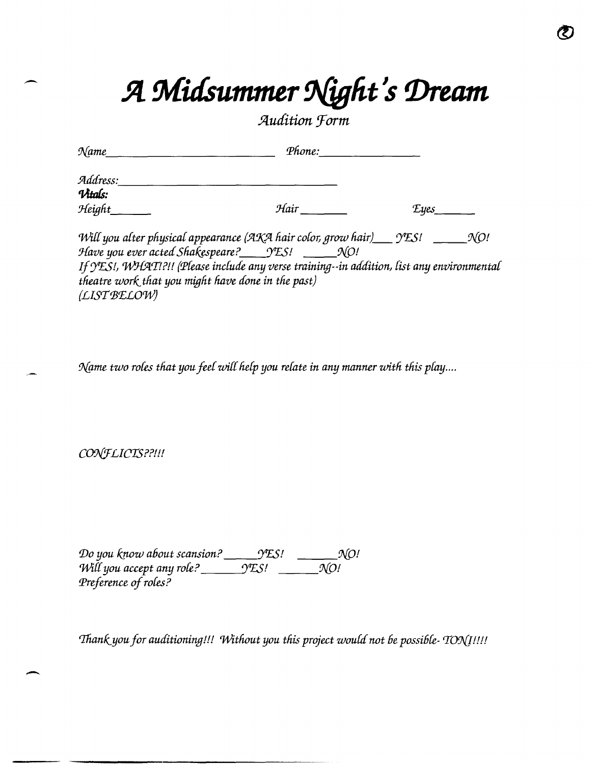# A Midsummer Night's Dream

*Audition Form*

Name_______________________ Phone:_______________

Address:_______________________________

**Vitals:**

Height______ Hair_______ Eyes______

Will you alter physical appearance (AKA hair color, grow hair)___ YES! _____NO!

Have you ever acted Shakespeare?____YES! _____NO!

If YES!, WHAT!?!! (Please include any verse training--in addition, list any environmental theatre work that you might have done in the past)

(LIST BELOW)

Name two roles that you feel will help you relate in any manner with this play....

CONFLICTS??!!!

Do you know about scansion? _____YES! ______NO!

Will you accept any role? ______YES! ______NO!

Preference of roles?

Thank you for auditioning!!! Without you this project would not be possible- TONI!!!!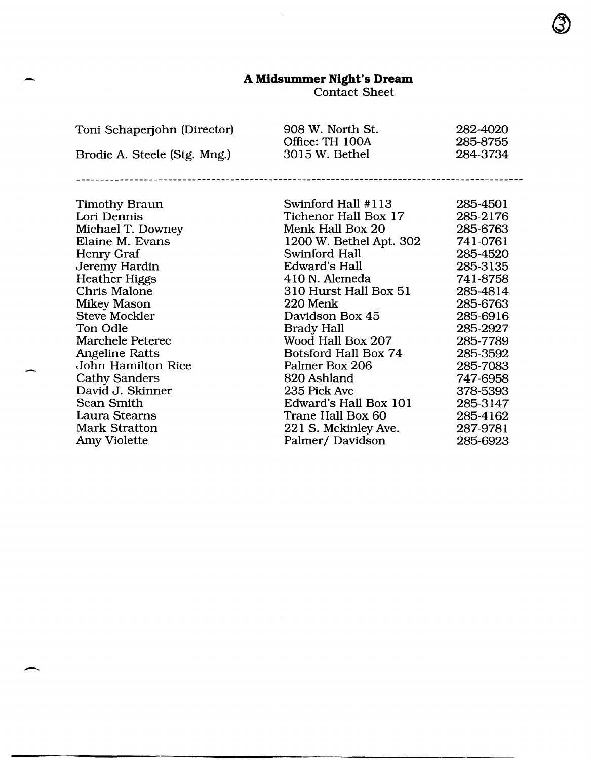**A Midsummer Night's Dream**

Contact Sheet

| | | |
|---|---|---|
| Toni Schaperjohn (Director) | 908 W. North St. | 282-4020 |
| | Office: TH 100A | 285-8755 |
| Brodie A. Steele (Stg. Mng.) | 3015 W. Bethel | 284-3734 |

---

| | | |
|---|---|---|
| Timothy Braun | Swinford Hall #113 | 285-4501 |
| Lori Dennis | Tichenor Hall Box 17 | 285-2176 |
| Michael T. Downey | Menk Hall Box 20 | 285-6763 |
| Elaine M. Evans | 1200 W. Bethel Apt. 302 | 741-0761 |
| Henry Graf | Swinford Hall | 285-4520 |
| Jeremy Hardin | Edward's Hall | 285-3135 |
| Heather Higgs | 410 N. Alemeda | 741-8758 |
| Chris Malone | 310 Hurst Hall Box 51 | 285-4814 |
| Mikey Mason | 220 Menk | 285-6763 |
| Steve Mockler | Davidson Box 45 | 285-6916 |
| Ton Odle | Brady Hall | 285-2927 |
| Marchele Peterec | Wood Hall Box 207 | 285-7789 |
| Angeline Ratts | Botsford Hall Box 74 | 285-3592 |
| John Hamilton Rice | Palmer Box 206 | 285-7083 |
| Cathy Sanders | 820 Ashland | 747-6958 |
| David J. Skinner | 235 Pick Ave | 378-5393 |
| Sean Smith | Edward's Hall Box 101 | 285-3147 |
| Laura Stearns | Trane Hall Box 60 | 285-4162 |
| Mark Stratton | 221 S. Mckinley Ave. | 287-9781 |
| Amy Violette | Palmer/ Davidson | 285-6923 |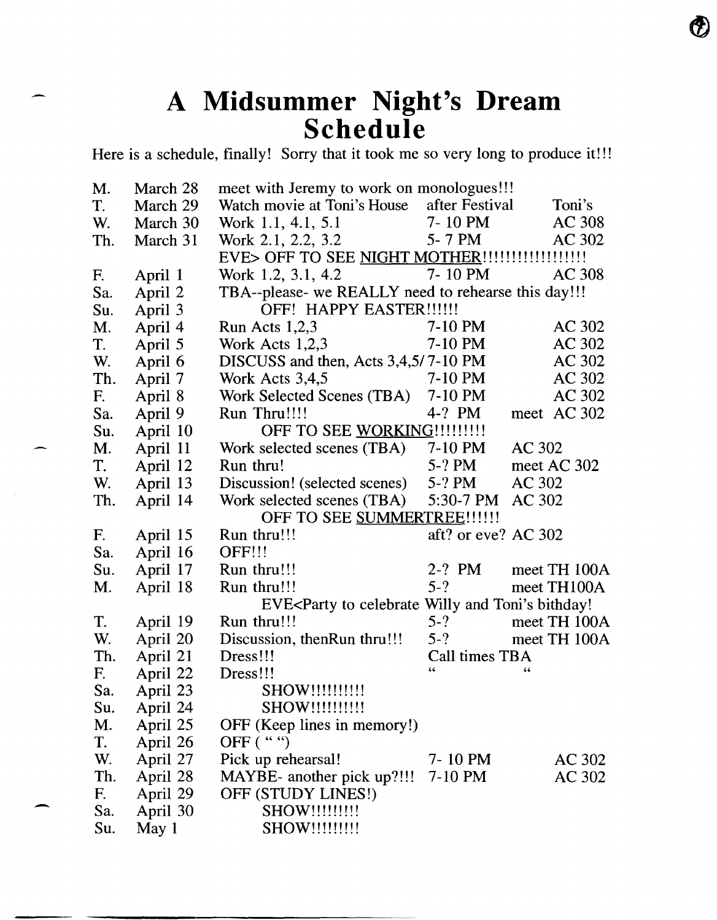# A Midsummer Night's Dream Schedule

Here is a schedule, finally! Sorry that it took me so very long to produce it!!!

| | | | | |
|---|---|---|---|---|
| M. | March 28 | meet with Jeremy to work on monologues!!! | | |
| T. | March 29 | Watch movie at Toni's House | after Festival | Toni's |
| W. | March 30 | Work 1.1, 4.1, 5.1 | 7- 10 PM | AC 308 |
| Th. | March 31 | Work 2.1, 2.2, 3.2 | 5- 7 PM | AC 302 |
| | | EVE> OFF TO SEE NIGHT MOTHER!!!!!!!!!!!!!!!!! | | |
| F. | April 1 | Work 1.2, 3.1, 4.2 | 7- 10 PM | AC 308 |
| Sa. | April 2 | TBA--please- we REALLY need to rehearse this day!!! | | |
| Su. | April 3 | OFF! HAPPY EASTER!!!!!! | | |
| M. | April 4 | Run Acts 1,2,3 | 7-10 PM | AC 302 |
| T. | April 5 | Work Acts 1,2,3 | 7-10 PM | AC 302 |
| W. | April 6 | DISCUSS and then, Acts 3,4,5/ | 7-10 PM | AC 302 |
| Th. | April 7 | Work Acts 3,4,5 | 7-10 PM | AC 302 |
| F. | April 8 | Work Selected Scenes (TBA) | 7-10 PM | AC 302 |
| Sa. | April 9 | Run Thru!!!! | 4-? PM | meet AC 302 |
| Su. | April 10 | OFF TO SEE WORKING!!!!!!!!! | | |
| M. | April 11 | Work selected scenes (TBA) | 7-10 PM | AC 302 |
| T. | April 12 | Run thru! | 5-? PM | meet AC 302 |
| W. | April 13 | Discussion! (selected scenes) | 5-? PM | AC 302 |
| Th. | April 14 | Work selected scenes (TBA) | 5:30-7 PM | AC 302 |
| | | OFF TO SEE SUMMERTREE!!!!!! | | |
| F. | April 15 | Run thru!!! | aft? or eve? | AC 302 |
| Sa. | April 16 | OFF!!! | | |
| Su. | April 17 | Run thru!!! | 2-? PM | meet TH 100A |
| M. | April 18 | Run thru!!! | 5-? | meet TH100A |
| | | EVE<Party to celebrate Willy and Toni's bithday! | | |
| T. | April 19 | Run thru!!! | 5-? | meet TH 100A |
| W. | April 20 | Discussion, thenRun thru!!! | 5-? | meet TH 100A |
| Th. | April 21 | Dress!!! | Call times TBA | |
| F. | April 22 | Dress!!! | " | " |
| Sa. | April 23 | SHOW!!!!!!!!!! | | |
| Su. | April 24 | SHOW!!!!!!!!!! | | |
| M. | April 25 | OFF (Keep lines in memory!) | | |
| T. | April 26 | OFF ( " ") | | |
| W. | April 27 | Pick up rehearsal! | 7- 10 PM | AC 302 |
| Th. | April 28 | MAYBE- another pick up?!!! | 7-10 PM | AC 302 |
| F. | April 29 | OFF (STUDY LINES!) | | |
| Sa. | April 30 | SHOW!!!!!!!!! | | |
| Su. | May 1 | SHOW!!!!!!!!! | | |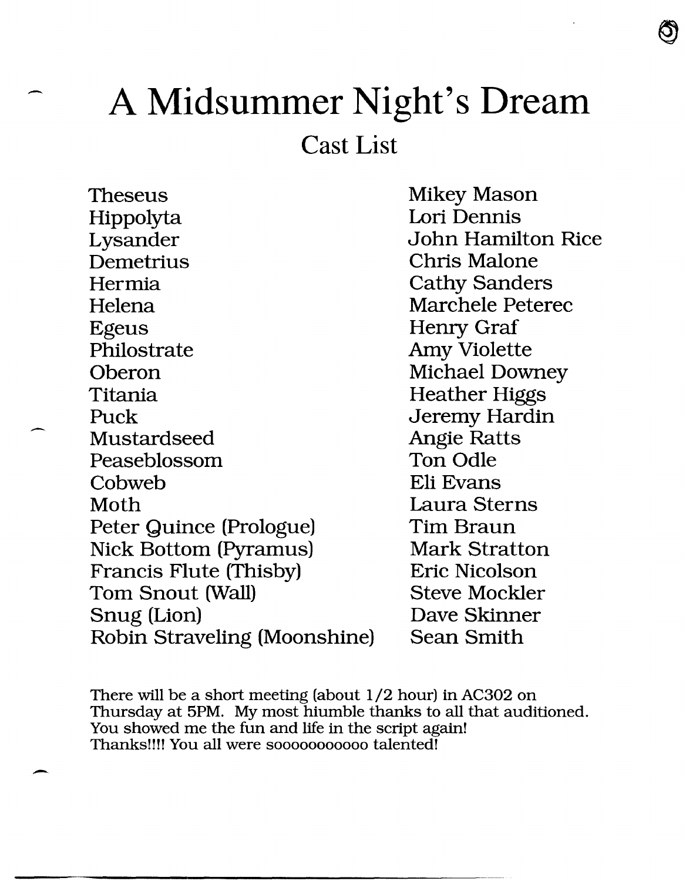# A Midsummer Night's Dream

## Cast List

| Role | Actor |
| --- | --- |
| Theseus | Mikey Mason |
| Hippolyta | Lori Dennis |
| Lysander | John Hamilton Rice |
| Demetrius | Chris Malone |
| Hermia | Cathy Sanders |
| Helena | Marchele Peterec |
| Egeus | Henry Graf |
| Philostrate | Amy Violette |
| Oberon | Michael Downey |
| Titania | Heather Higgs |
| Puck | Jeremy Hardin |
| Mustardseed | Angie Ratts |
| Peaseblossom | Ton Odle |
| Cobweb | Eli Evans |
| Moth | Laura Sterns |
| Peter Quince (Prologue) | Tim Braun |
| Nick Bottom (Pyramus) | Mark Stratton |
| Francis Flute (Thisby) | Eric Nicolson |
| Tom Snout (Wall) | Steve Mockler |
| Snug (Lion) | Dave Skinner |
| Robin Straveling (Moonshine) | Sean Smith |

There will be a short meeting (about 1/2 hour) in AC302 on Thursday at 5PM. My most hiumble thanks to all that auditioned. You showed me the fun and life in the script again! Thanks!!!! You all were soooooooooo talented!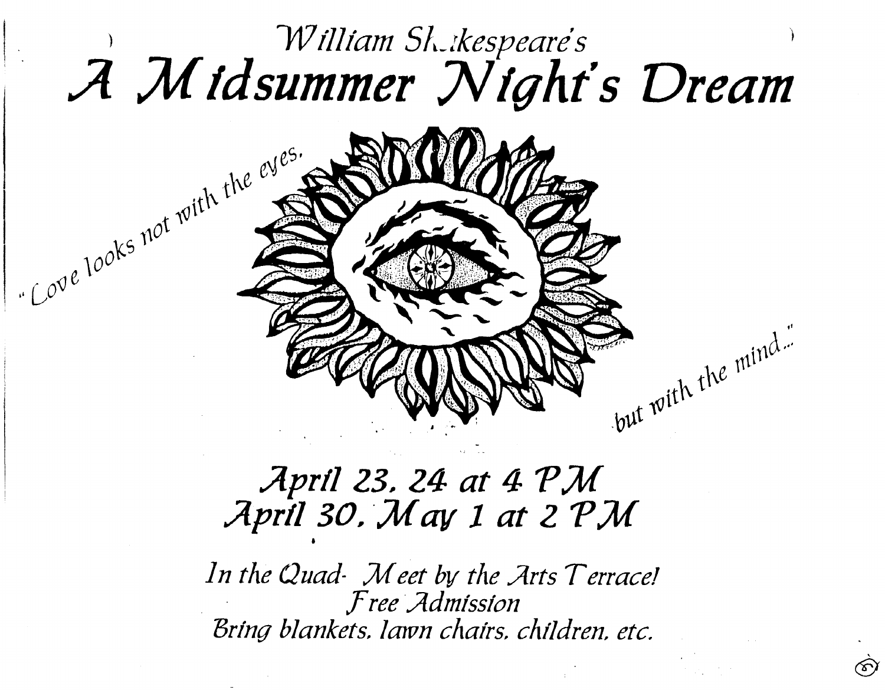William Shakespeare's

# A Midsummer Night's Dream

"Love looks not with the eyes,

but with the mind."

## April 23, 24 at 4 PM
## April 30, May 1 at 2 PM

*In the Quad- Meet by the Arts Terrace!*
*Free Admission*
*Bring blankets, lawn chairs, children, etc.*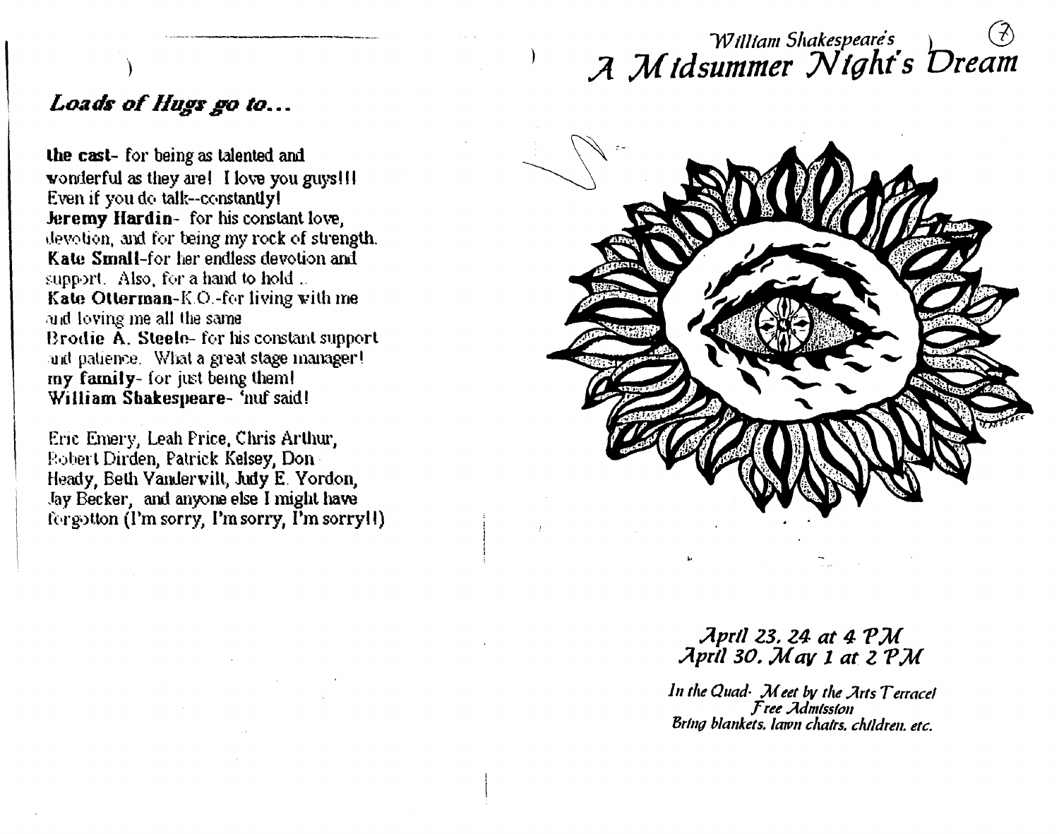## *Loads of Hugs go to...*

**the cast**- for being as talented and wonderful as they are! I love you guys!!! Even if you do talk--constantly!
**Jeremy Hardin**- for his constant love, devotion, and for being my rock of strength.
**Kate Small**-for her endless devotion and support. Also, for a hand to hold ..
**Kate Otterman**-K.O.-for living with me and loving me all the same
**Brodie A. Steele**- for his constant support and patience. What a great stage manager!
**my family**- for just being them!
**William Shakespeare**- 'nuf said!

Eric Emery, Leah Price, Chris Arthur, Robert Dirden, Patrick Kelsey, Don Heady, Beth Vanderwilt, Judy E. Yordon, Jay Becker, and anyone else I might have forgotton (I'm sorry, I'm sorry, I'm sorry!!)

*William Shakespeare's*

# *A Midsummer Night's Dream*

*April 23, 24 at 4 PM*
*April 30, May 1 at 2 PM*

*In the Quad- Meet by the Arts Terrace!*
*Free Admission*
*Bring blankets, lawn chairs, children, etc.*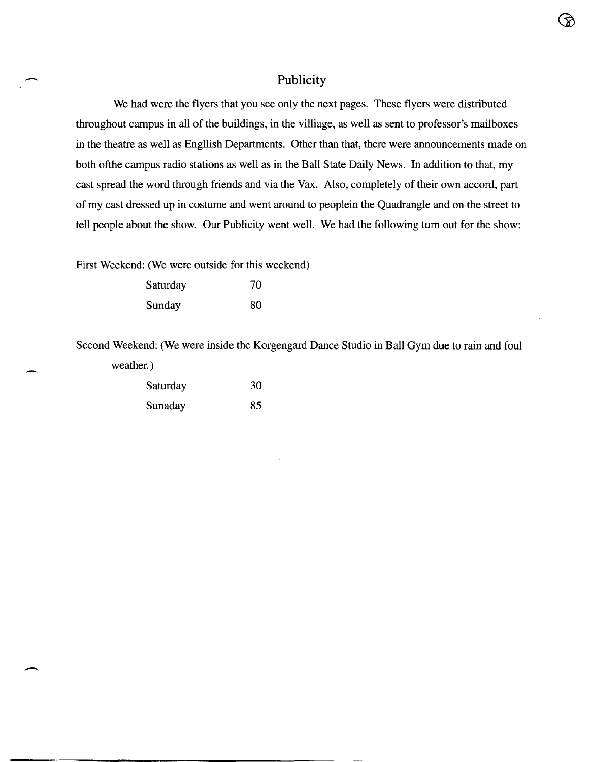# Publicity

We had were the flyers that you see only the next pages. These flyers were distributed throughout campus in all of the buildings, in the villiage, as well as sent to professor's mailboxes in the theatre as well as Engllish Departments. Other than that, there were announcements made on both ofthe campus radio stations as well as in the Ball State Daily News. In addition to that, my cast spread the word through friends and via the Vax. Also, completely of their own accord, part of my cast dressed up in costume and went around to peoplein the Quadrangle and on the street to tell people about the show. Our Publicity went well. We had the following turn out for the show:

First Weekend: (We were outside for this weekend)

| | |
|---|---|
| Saturday | 70 |
| Sunday | 80 |

Second Weekend: (We were inside the Korgengard Dance Studio in Ball Gym due to rain and foul weather.)

| | |
|---|---|
| Saturday | 30 |
| Sunaday | 85 |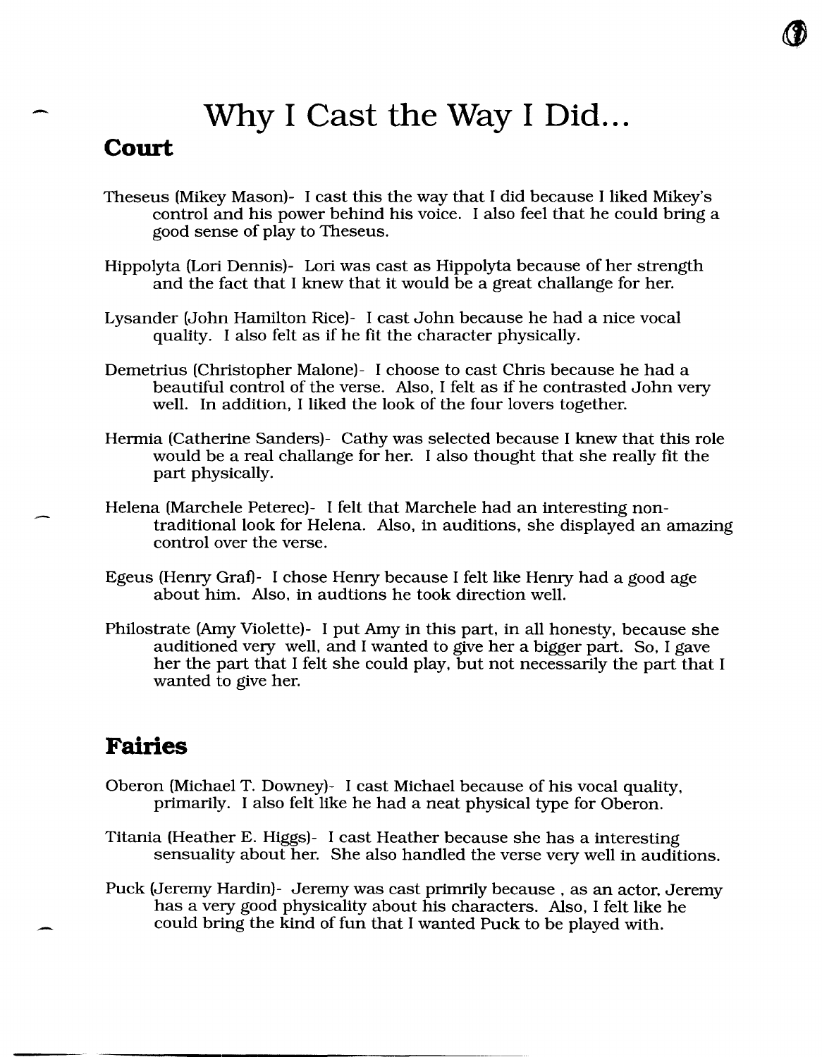# Why I Cast the Way I Did...

## Court

Theseus (Mikey Mason)- I cast this the way that I did because I liked Mikey's control and his power behind his voice. I also feel that he could bring a good sense of play to Theseus.

Hippolyta (Lori Dennis)- Lori was cast as Hippolyta because of her strength and the fact that I knew that it would be a great challange for her.

Lysander (John Hamilton Rice)- I cast John because he had a nice vocal quality. I also felt as if he fit the character physically.

Demetrius (Christopher Malone)- I choose to cast Chris because he had a beautiful control of the verse. Also, I felt as if he contrasted John very well. In addition, I liked the look of the four lovers together.

Hermia (Catherine Sanders)- Cathy was selected because I knew that this role would be a real challange for her. I also thought that she really fit the part physically.

Helena (Marchele Peterec)- I felt that Marchele had an interesting non-traditional look for Helena. Also, in auditions, she displayed an amazing control over the verse.

Egeus (Henry Graf)- I chose Henry because I felt like Henry had a good age about him. Also, in audtions he took direction well.

Philostrate (Amy Violette)- I put Amy in this part, in all honesty, because she auditioned very well, and I wanted to give her a bigger part. So, I gave her the part that I felt she could play, but not necessarily the part that I wanted to give her.

## Fairies

Oberon (Michael T. Downey)- I cast Michael because of his vocal quality, primarily. I also felt like he had a neat physical type for Oberon.

Titania (Heather E. Higgs)- I cast Heather because she has a interesting sensuality about her. She also handled the verse very well in auditions.

Puck (Jeremy Hardin)- Jeremy was cast primrily because , as an actor, Jeremy has a very good physicality about his characters. Also, I felt like he could bring the kind of fun that I wanted Puck to be played with.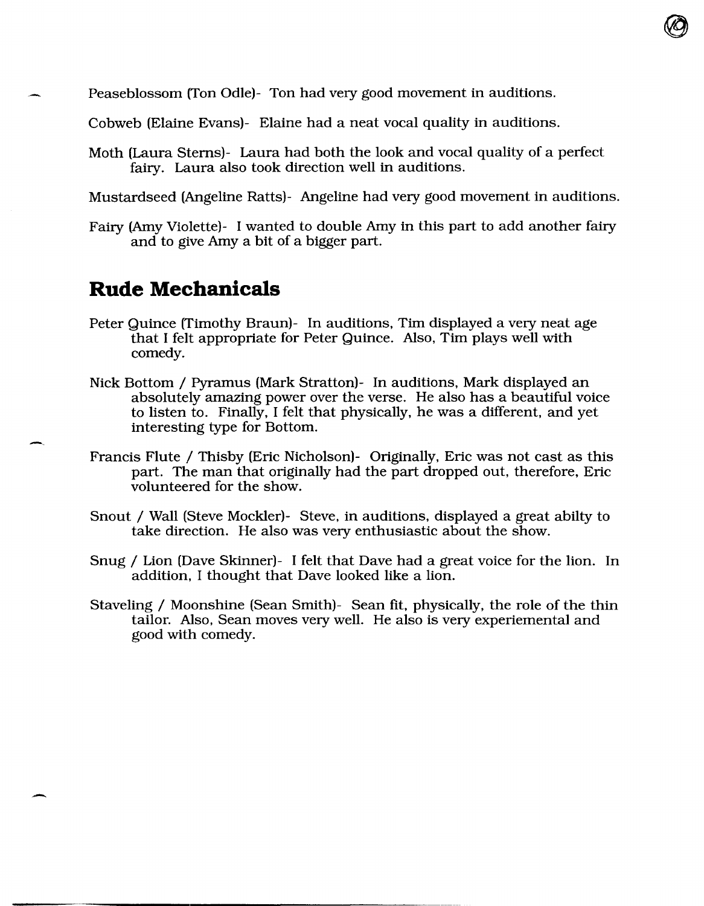Peaseblossom (Ton Odle)- Ton had very good movement in auditions.

Cobweb (Elaine Evans)- Elaine had a neat vocal quality in auditions.

Moth (Laura Sterns)- Laura had both the look and vocal quality of a perfect fairy. Laura also took direction well in auditions.

Mustardseed (Angeline Ratts)- Angeline had very good movement in auditions.

Fairy (Amy Violette)- I wanted to double Amy in this part to add another fairy and to give Amy a bit of a bigger part.

## Rude Mechanicals

Peter Quince (Timothy Braun)- In auditions, Tim displayed a very neat age that I felt appropriate for Peter Quince. Also, Tim plays well with comedy.

Nick Bottom / Pyramus (Mark Stratton)- In auditions, Mark displayed an absolutely amazing power over the verse. He also has a beautiful voice to listen to. Finally, I felt that physically, he was a different, and yet interesting type for Bottom.

Francis Flute / Thisby (Eric Nicholson)- Originally, Eric was not cast as this part. The man that originally had the part dropped out, therefore, Eric volunteered for the show.

Snout / Wall (Steve Mockler)- Steve, in auditions, displayed a great abilty to take direction. He also was very enthusiastic about the show.

Snug / Lion (Dave Skinner)- I felt that Dave had a great voice for the lion. In addition, I thought that Dave looked like a lion.

Staveling / Moonshine (Sean Smith)- Sean fit, physically, the role of the thin tailor. Also, Sean moves very well. He also is very experiemental and good with comedy.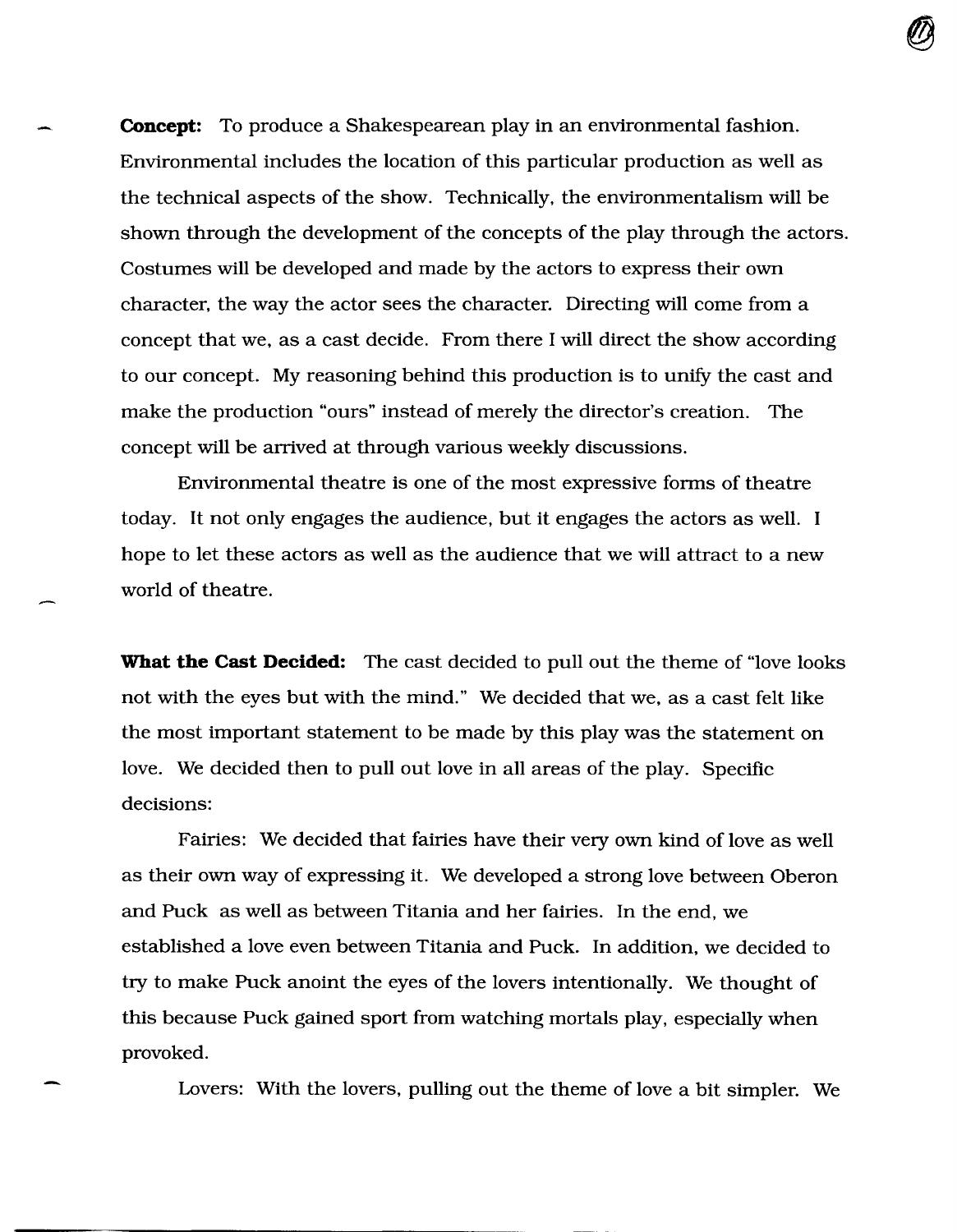**Concept:** To produce a Shakespearean play in an environmental fashion. Environmental includes the location of this particular production as well as the technical aspects of the show. Technically, the environmentalism will be shown through the development of the concepts of the play through the actors. Costumes will be developed and made by the actors to express their own character, the way the actor sees the character. Directing will come from a concept that we, as a cast decide. From there I will direct the show according to our concept. My reasoning behind this production is to unify the cast and make the production "ours" instead of merely the director's creation. The concept will be arrived at through various weekly discussions.

Environmental theatre is one of the most expressive forms of theatre today. It not only engages the audience, but it engages the actors as well. I hope to let these actors as well as the audience that we will attract to a new world of theatre.

**What the Cast Decided:** The cast decided to pull out the theme of "love looks not with the eyes but with the mind." We decided that we, as a cast felt like the most important statement to be made by this play was the statement on love. We decided then to pull out love in all areas of the play. Specific decisions:

Fairies: We decided that fairies have their very own kind of love as well as their own way of expressing it. We developed a strong love between Oberon and Puck as well as between Titania and her fairies. In the end, we established a love even between Titania and Puck. In addition, we decided to try to make Puck anoint the eyes of the lovers intentionally. We thought of this because Puck gained sport from watching mortals play, especially when provoked.

Lovers: With the lovers, pulling out the theme of love a bit simpler. We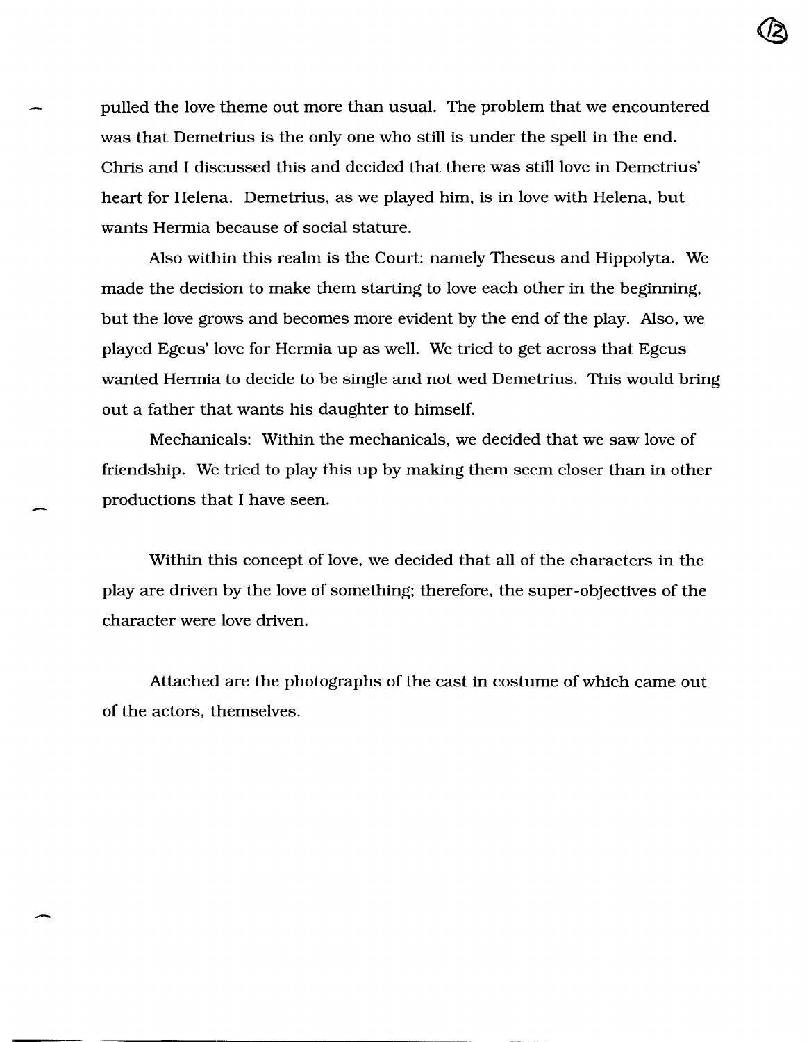pulled the love theme out more than usual. The problem that we encountered was that Demetrius is the only one who still is under the spell in the end. Chris and I discussed this and decided that there was still love in Demetrius' heart for Helena. Demetrius, as we played him, is in love with Helena, but wants Hermia because of social stature.

Also within this realm is the Court: namely Theseus and Hippolyta. We made the decision to make them starting to love each other in the beginning, but the love grows and becomes more evident by the end of the play. Also, we played Egeus' love for Hermia up as well. We tried to get across that Egeus wanted Hermia to decide to be single and not wed Demetrius. This would bring out a father that wants his daughter to himself.

Mechanicals: Within the mechanicals, we decided that we saw love of friendship. We tried to play this up by making them seem closer than in other productions that I have seen.

Within this concept of love, we decided that all of the characters in the play are driven by the love of something; therefore, the super-objectives of the character were love driven.

Attached are the photographs of the cast in costume of which came out of the actors, themselves.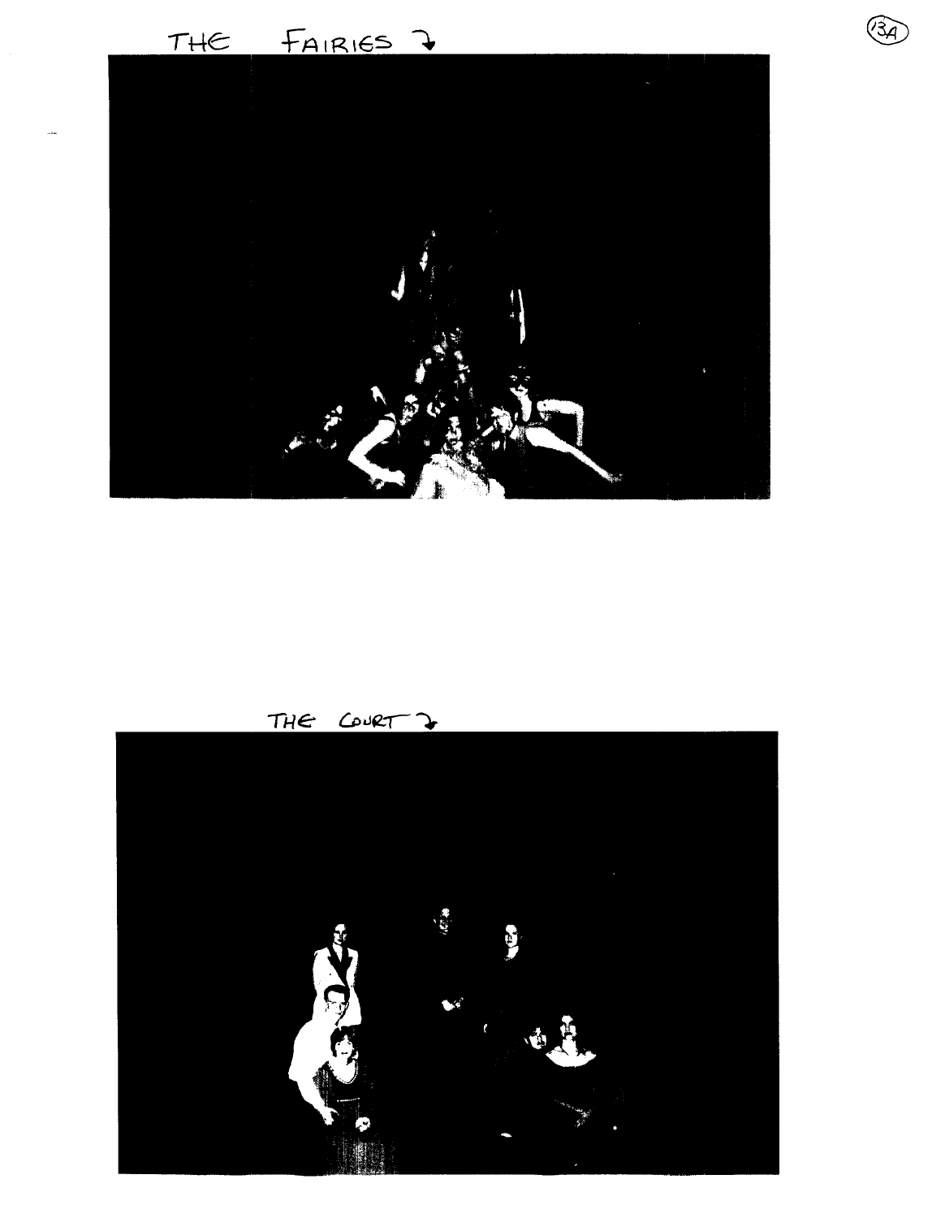THE FAIRIES ↴

THE COURT ↴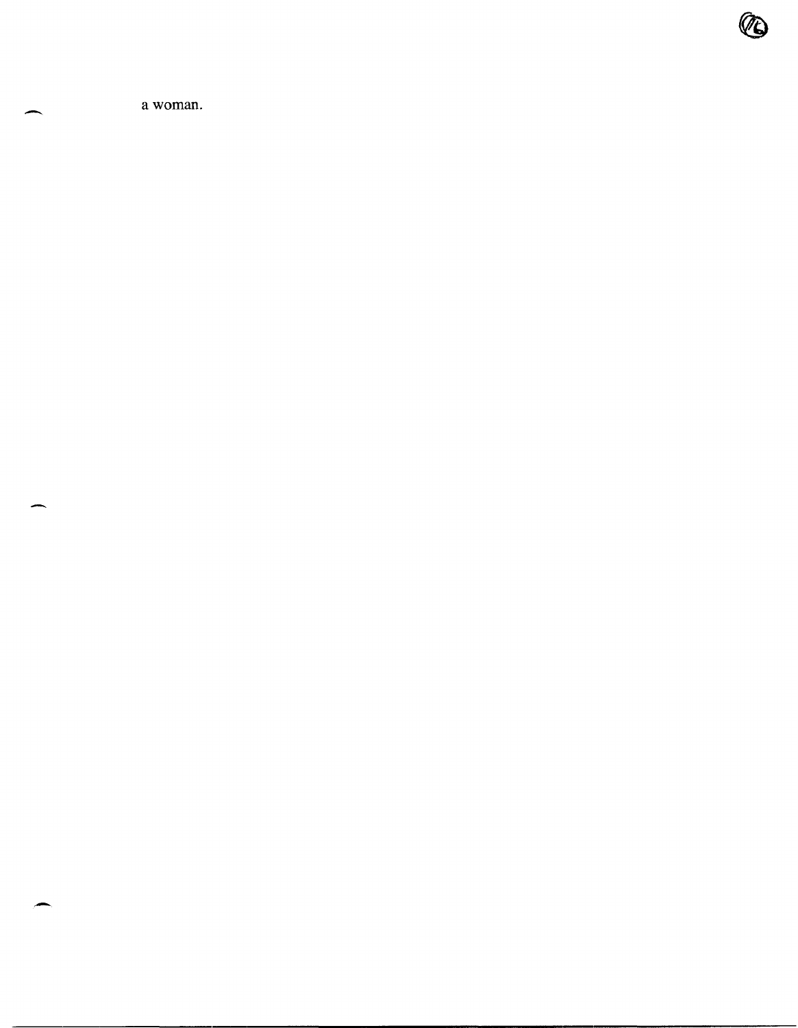a woman.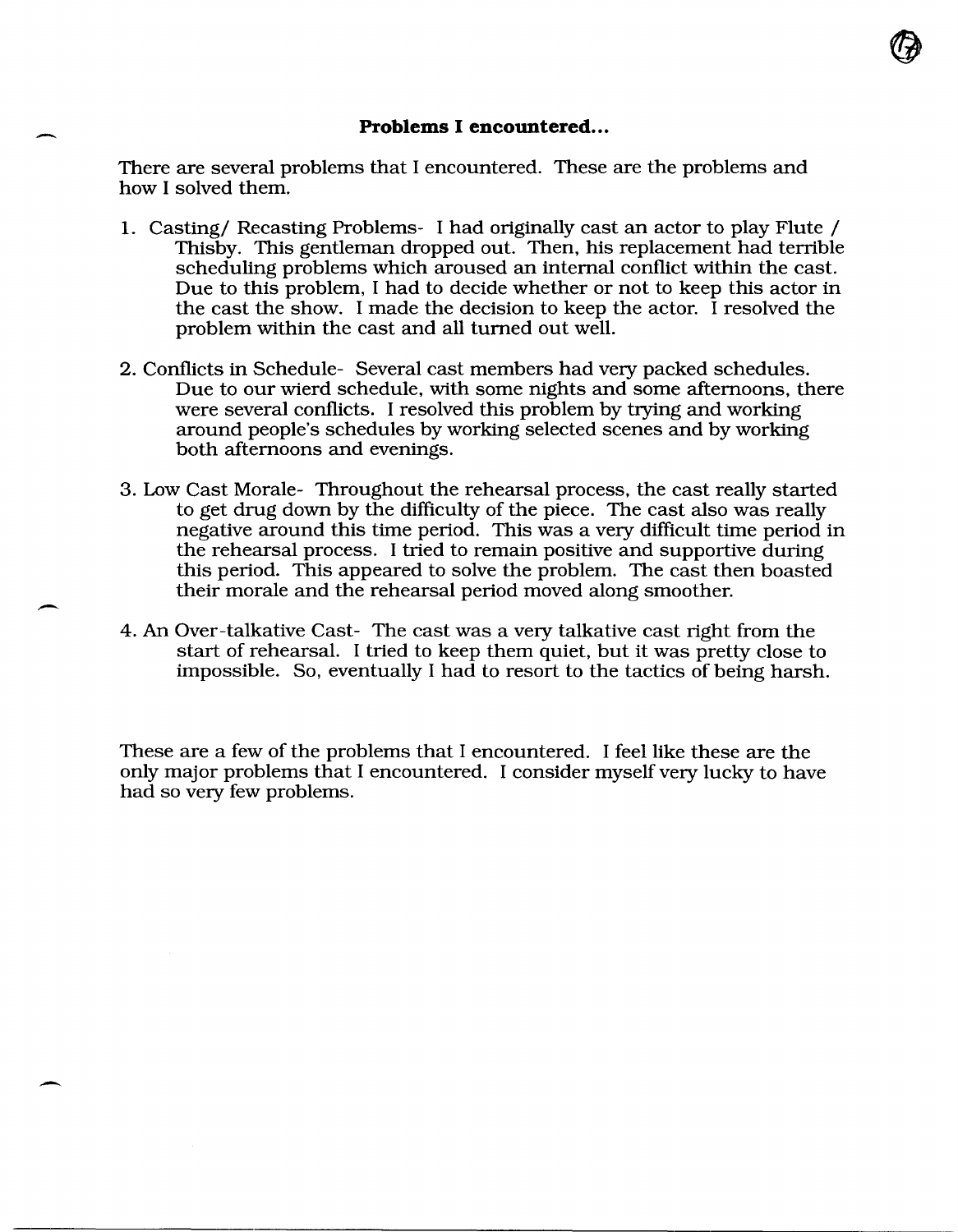**Problems I encountered...**

There are several problems that I encountered. These are the problems and how I solved them.

1. Casting/ Recasting Problems- I had originally cast an actor to play Flute / Thisby. This gentleman dropped out. Then, his replacement had terrible scheduling problems which aroused an internal conflict within the cast. Due to this problem, I had to decide whether or not to keep this actor in the cast the show. I made the decision to keep the actor. I resolved the problem within the cast and all turned out well.

2. Conflicts in Schedule- Several cast members had very packed schedules. Due to our wierd schedule, with some nights and some afternoons, there were several conflicts. I resolved this problem by trying and working around people's schedules by working selected scenes and by working both afternoons and evenings.

3. Low Cast Morale- Throughout the rehearsal process, the cast really started to get drug down by the difficulty of the piece. The cast also was really negative around this time period. This was a very difficult time period in the rehearsal process. I tried to remain positive and supportive during this period. This appeared to solve the problem. The cast then boasted their morale and the rehearsal period moved along smoother.

4. An Over-talkative Cast- The cast was a very talkative cast right from the start of rehearsal. I tried to keep them quiet, but it was pretty close to impossible. So, eventually I had to resort to the tactics of being harsh.

These are a few of the problems that I encountered. I feel like these are the only major problems that I encountered. I consider myself very lucky to have had so very few problems.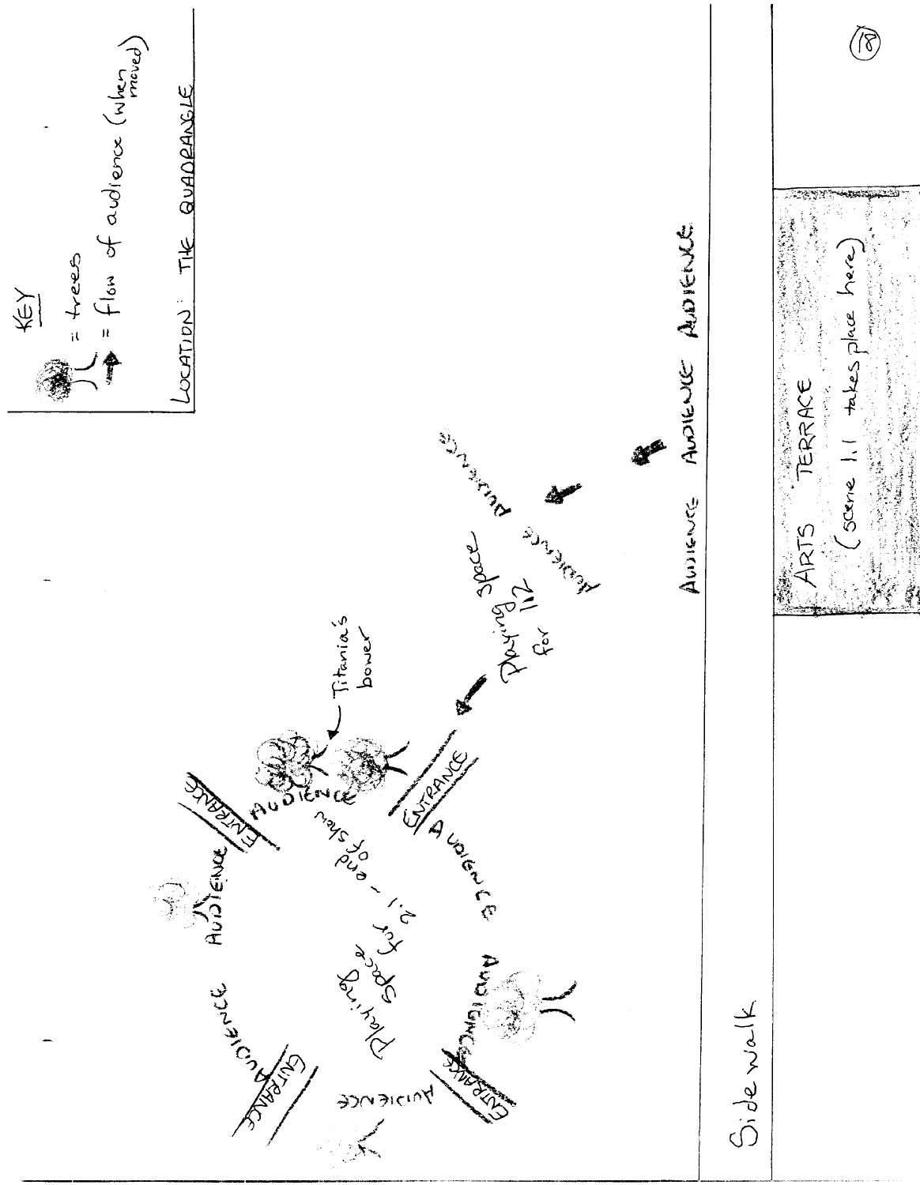KEY

= trees

= flow of audience (when moved)

LOCATION: THE QUADRANGLE

Titania's bower

Playing space for 2.1 - end of show

AUDIENCE

ENTRANCE

Playing space for 1.2

AUDIENCE AUDIENCE AUDIENCE

Sidewalk

ARTS TERRACE (scene 1.1 takes place here)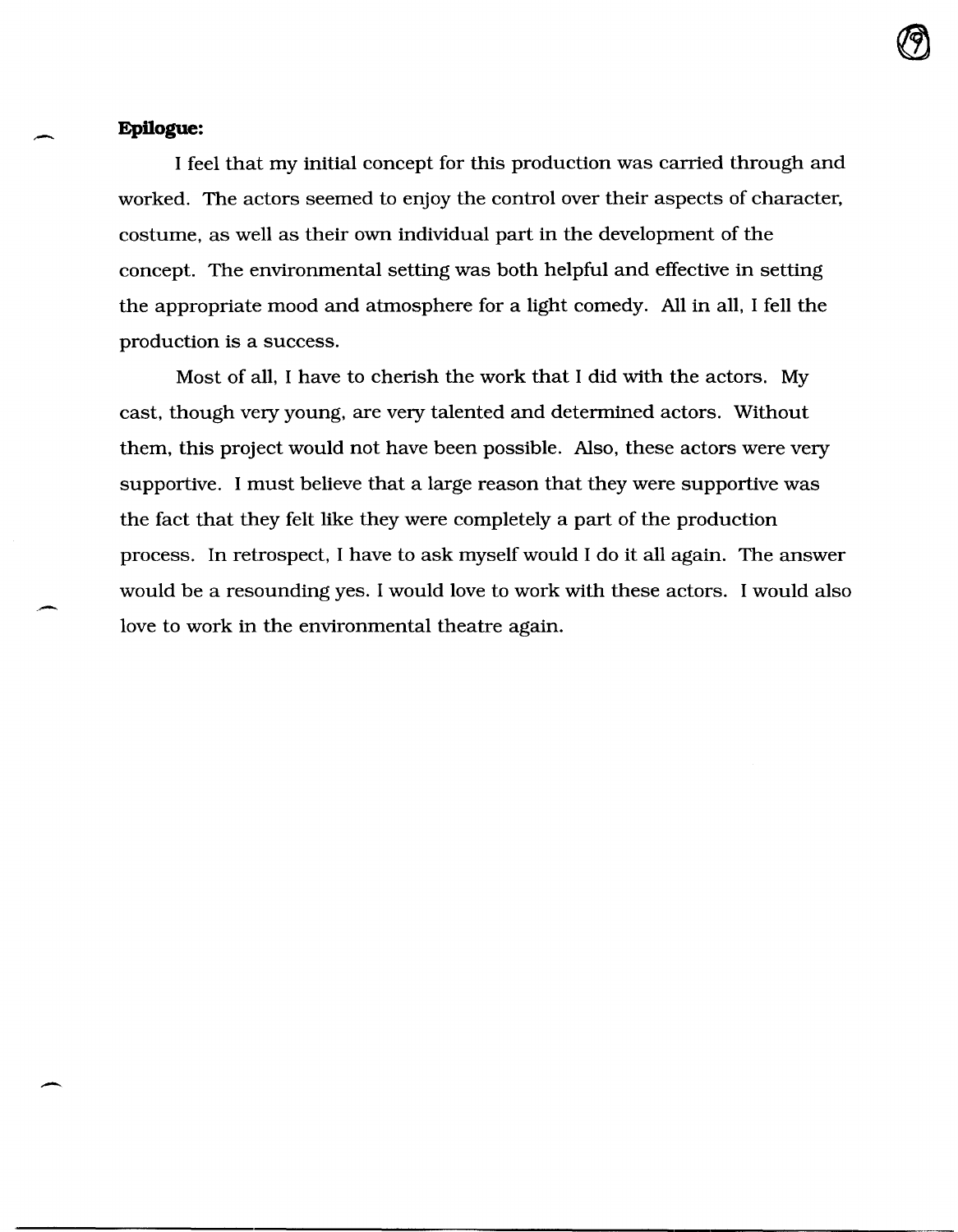**Epilogue:**

I feel that my initial concept for this production was carried through and worked. The actors seemed to enjoy the control over their aspects of character, costume, as well as their own individual part in the development of the concept. The environmental setting was both helpful and effective in setting the appropriate mood and atmosphere for a light comedy. All in all, I fell the production is a success.

Most of all, I have to cherish the work that I did with the actors. My cast, though very young, are very talented and determined actors. Without them, this project would not have been possible. Also, these actors were very supportive. I must believe that a large reason that they were supportive was the fact that they felt like they were completely a part of the production process. In retrospect, I have to ask myself would I do it all again. The answer would be a resounding yes. I would love to work with these actors. I would also love to work in the environmental theatre again.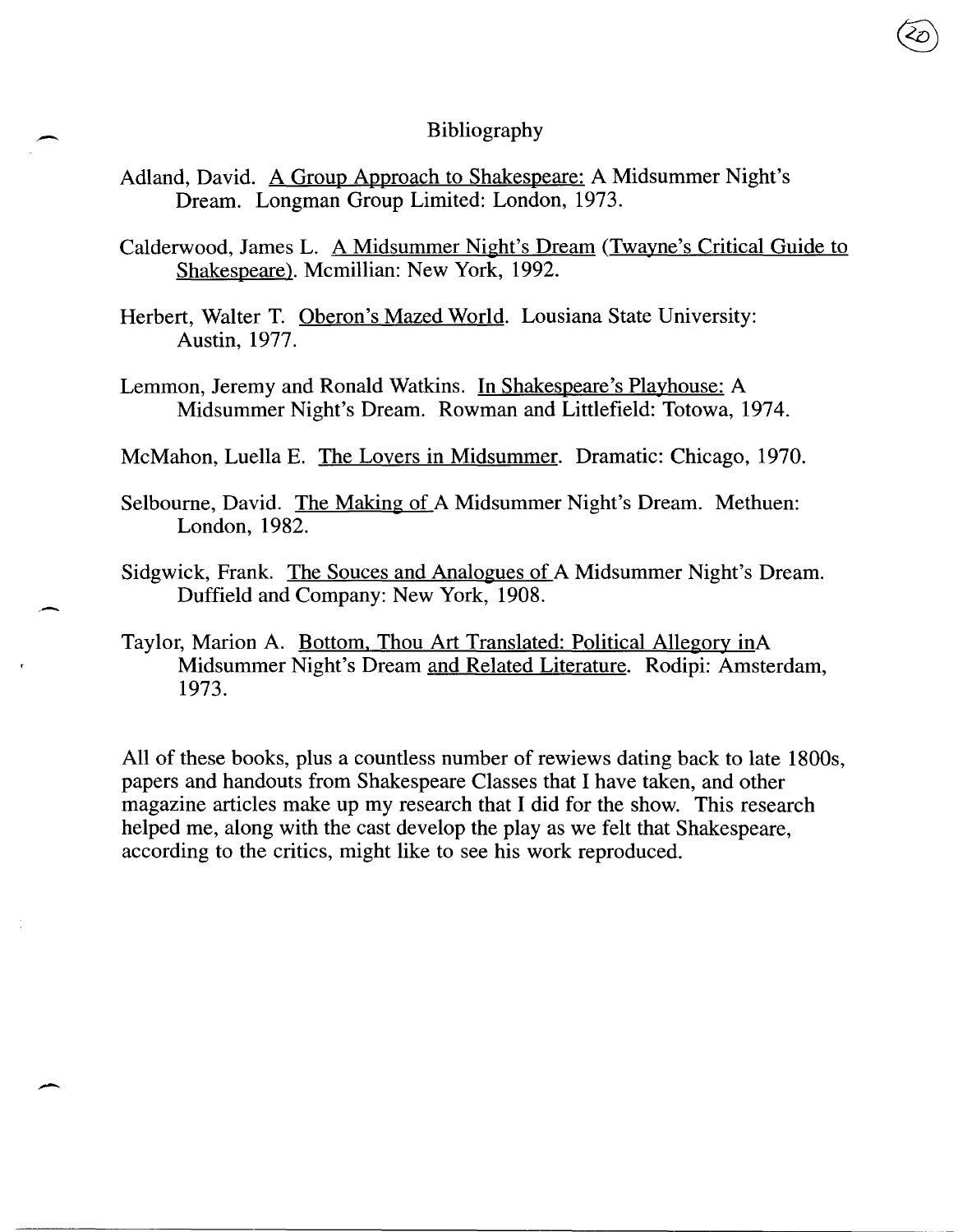# Bibliography

Adland, David. A Group Approach to Shakespeare: A Midsummer Night's Dream. Longman Group Limited: London, 1973.

Calderwood, James L. A Midsummer Night's Dream (Twayne's Critical Guide to Shakespeare). Mcmillian: New York, 1992.

Herbert, Walter T. Oberon's Mazed World. Lousiana State University: Austin, 1977.

Lemmon, Jeremy and Ronald Watkins. In Shakespeare's Playhouse: A Midsummer Night's Dream. Rowman and Littlefield: Totowa, 1974.

McMahon, Luella E. The Lovers in Midsummer. Dramatic: Chicago, 1970.

Selbourne, David. The Making of A Midsummer Night's Dream. Methuen: London, 1982.

Sidgwick, Frank. The Souces and Analogues of A Midsummer Night's Dream. Duffield and Company: New York, 1908.

Taylor, Marion A. Bottom, Thou Art Translated: Political Allegory inA Midsummer Night's Dream and Related Literature. Rodipi: Amsterdam, 1973.

All of these books, plus a countless number of rewiews dating back to late 1800s, papers and handouts from Shakespeare Classes that I have taken, and other magazine articles make up my research that I did for the show. This research helped me, along with the cast develop the play as we felt that Shakespeare, according to the critics, might like to see his work reproduced.